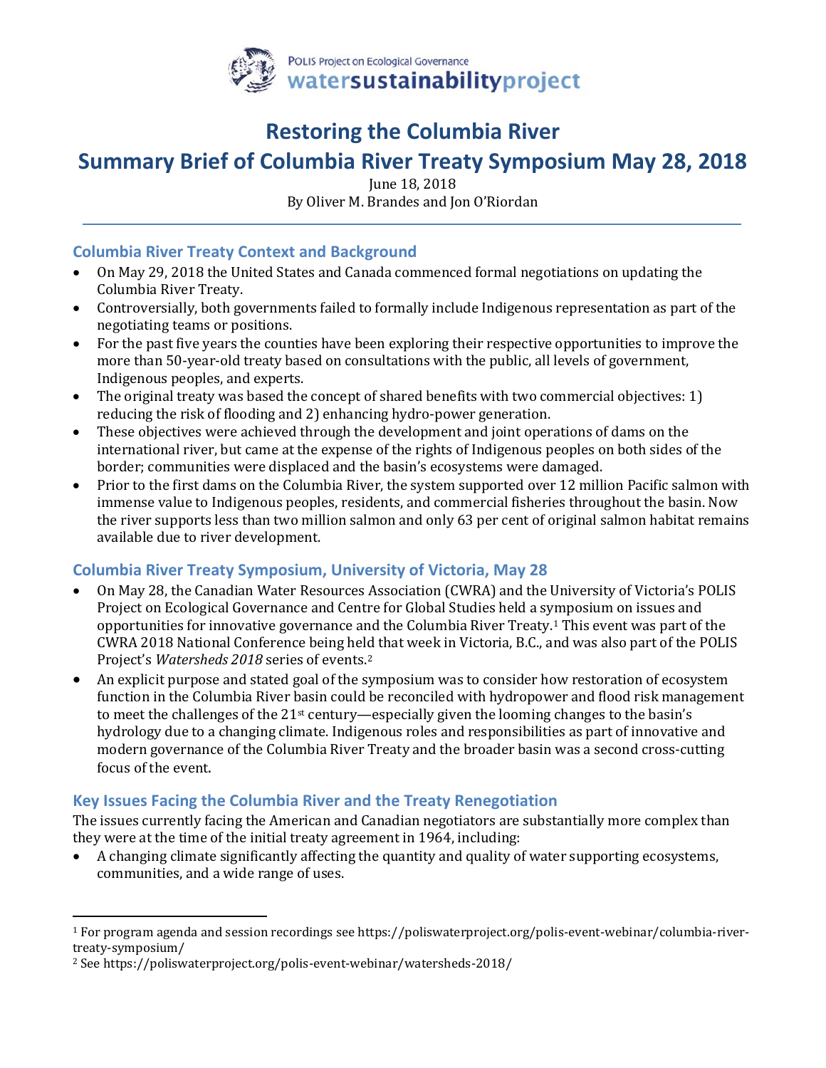POLIS Project on Ecological Governance
watersustainabilityproject

# Restoring the Columbia River

# Summary Brief of Columbia River Treaty Symposium May 28, 2018

June 18, 2018
By Oliver M. Brandes and Jon O'Riordan

## Columbia River Treaty Context and Background

- On May 29, 2018 the United States and Canada commenced formal negotiations on updating the Columbia River Treaty.
- Controversially, both governments failed to formally include Indigenous representation as part of the negotiating teams or positions.
- For the past five years the counties have been exploring their respective opportunities to improve the more than 50-year-old treaty based on consultations with the public, all levels of government, Indigenous peoples, and experts.
- The original treaty was based the concept of shared benefits with two commercial objectives: 1) reducing the risk of flooding and 2) enhancing hydro-power generation.
- These objectives were achieved through the development and joint operations of dams on the international river, but came at the expense of the rights of Indigenous peoples on both sides of the border; communities were displaced and the basin's ecosystems were damaged.
- Prior to the first dams on the Columbia River, the system supported over 12 million Pacific salmon with immense value to Indigenous peoples, residents, and commercial fisheries throughout the basin. Now the river supports less than two million salmon and only 63 per cent of original salmon habitat remains available due to river development.

## Columbia River Treaty Symposium, University of Victoria, May 28

- On May 28, the Canadian Water Resources Association (CWRA) and the University of Victoria's POLIS Project on Ecological Governance and Centre for Global Studies held a symposium on issues and opportunities for innovative governance and the Columbia River Treaty.[1] This event was part of the CWRA 2018 National Conference being held that week in Victoria, B.C., and was also part of the POLIS Project's *Watersheds 2018* series of events.[2]
- An explicit purpose and stated goal of the symposium was to consider how restoration of ecosystem function in the Columbia River basin could be reconciled with hydropower and flood risk management to meet the challenges of the 21st century—especially given the looming changes to the basin's hydrology due to a changing climate. Indigenous roles and responsibilities as part of innovative and modern governance of the Columbia River Treaty and the broader basin was a second cross-cutting focus of the event.

## Key Issues Facing the Columbia River and the Treaty Renegotiation

The issues currently facing the American and Canadian negotiators are substantially more complex than they were at the time of the initial treaty agreement in 1964, including:

- A changing climate significantly affecting the quantity and quality of water supporting ecosystems, communities, and a wide range of uses.

---

[1] For program agenda and session recordings see https://poliswaterproject.org/polis-event-webinar/columbia-river-treaty-symposium/

[2] See https://poliswaterproject.org/polis-event-webinar/watersheds-2018/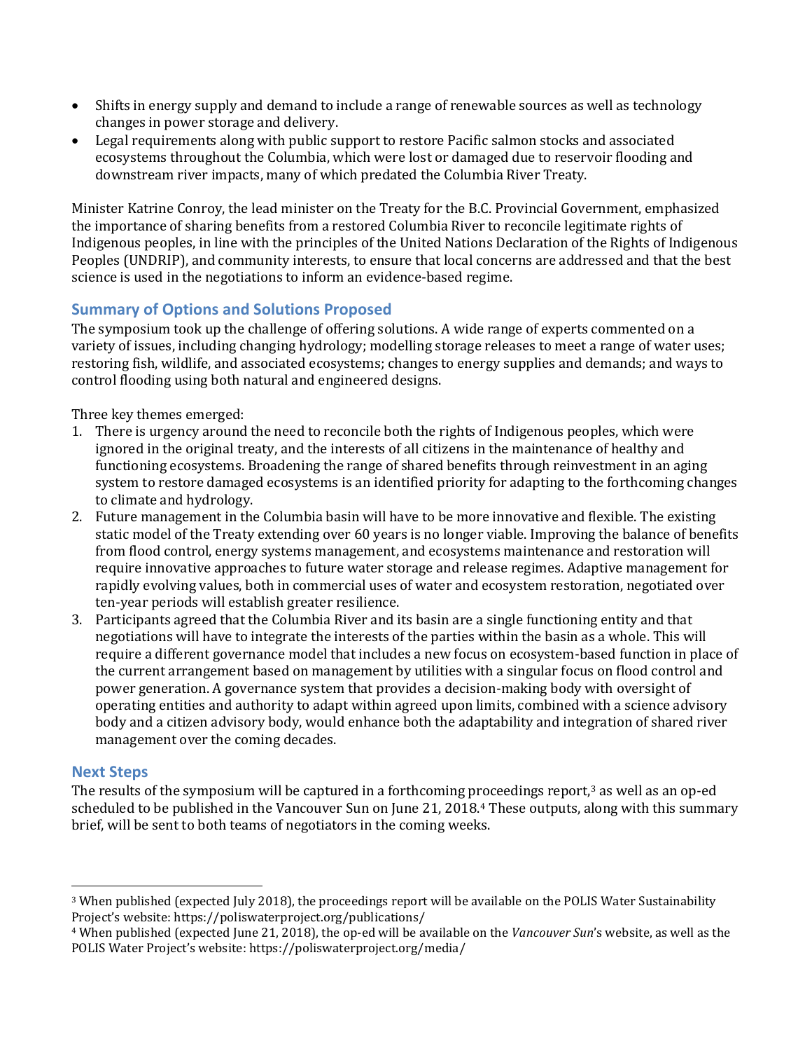- Shifts in energy supply and demand to include a range of renewable sources as well as technology changes in power storage and delivery.
- Legal requirements along with public support to restore Pacific salmon stocks and associated ecosystems throughout the Columbia, which were lost or damaged due to reservoir flooding and downstream river impacts, many of which predated the Columbia River Treaty.

Minister Katrine Conroy, the lead minister on the Treaty for the B.C. Provincial Government, emphasized the importance of sharing benefits from a restored Columbia River to reconcile legitimate rights of Indigenous peoples, in line with the principles of the United Nations Declaration of the Rights of Indigenous Peoples (UNDRIP), and community interests, to ensure that local concerns are addressed and that the best science is used in the negotiations to inform an evidence-based regime.

## Summary of Options and Solutions Proposed

The symposium took up the challenge of offering solutions. A wide range of experts commented on a variety of issues, including changing hydrology; modelling storage releases to meet a range of water uses; restoring fish, wildlife, and associated ecosystems; changes to energy supplies and demands; and ways to control flooding using both natural and engineered designs.

Three key themes emerged:

1. There is urgency around the need to reconcile both the rights of Indigenous peoples, which were ignored in the original treaty, and the interests of all citizens in the maintenance of healthy and functioning ecosystems. Broadening the range of shared benefits through reinvestment in an aging system to restore damaged ecosystems is an identified priority for adapting to the forthcoming changes to climate and hydrology.
2. Future management in the Columbia basin will have to be more innovative and flexible. The existing static model of the Treaty extending over 60 years is no longer viable. Improving the balance of benefits from flood control, energy systems management, and ecosystems maintenance and restoration will require innovative approaches to future water storage and release regimes. Adaptive management for rapidly evolving values, both in commercial uses of water and ecosystem restoration, negotiated over ten-year periods will establish greater resilience.
3. Participants agreed that the Columbia River and its basin are a single functioning entity and that negotiations will have to integrate the interests of the parties within the basin as a whole. This will require a different governance model that includes a new focus on ecosystem-based function in place of the current arrangement based on management by utilities with a singular focus on flood control and power generation. A governance system that provides a decision-making body with oversight of operating entities and authority to adapt within agreed upon limits, combined with a science advisory body and a citizen advisory body, would enhance both the adaptability and integration of shared river management over the coming decades.

## Next Steps

The results of the symposium will be captured in a forthcoming proceedings report,[3] as well as an op-ed scheduled to be published in the Vancouver Sun on June 21, 2018.[4] These outputs, along with this summary brief, will be sent to both teams of negotiators in the coming weeks.

---

[3] When published (expected July 2018), the proceedings report will be available on the POLIS Water Sustainability Project's website: https://poliswaterproject.org/publications/

[4] When published (expected June 21, 2018), the op-ed will be available on the *Vancouver Sun*'s website, as well as the POLIS Water Project's website: https://poliswaterproject.org/media/